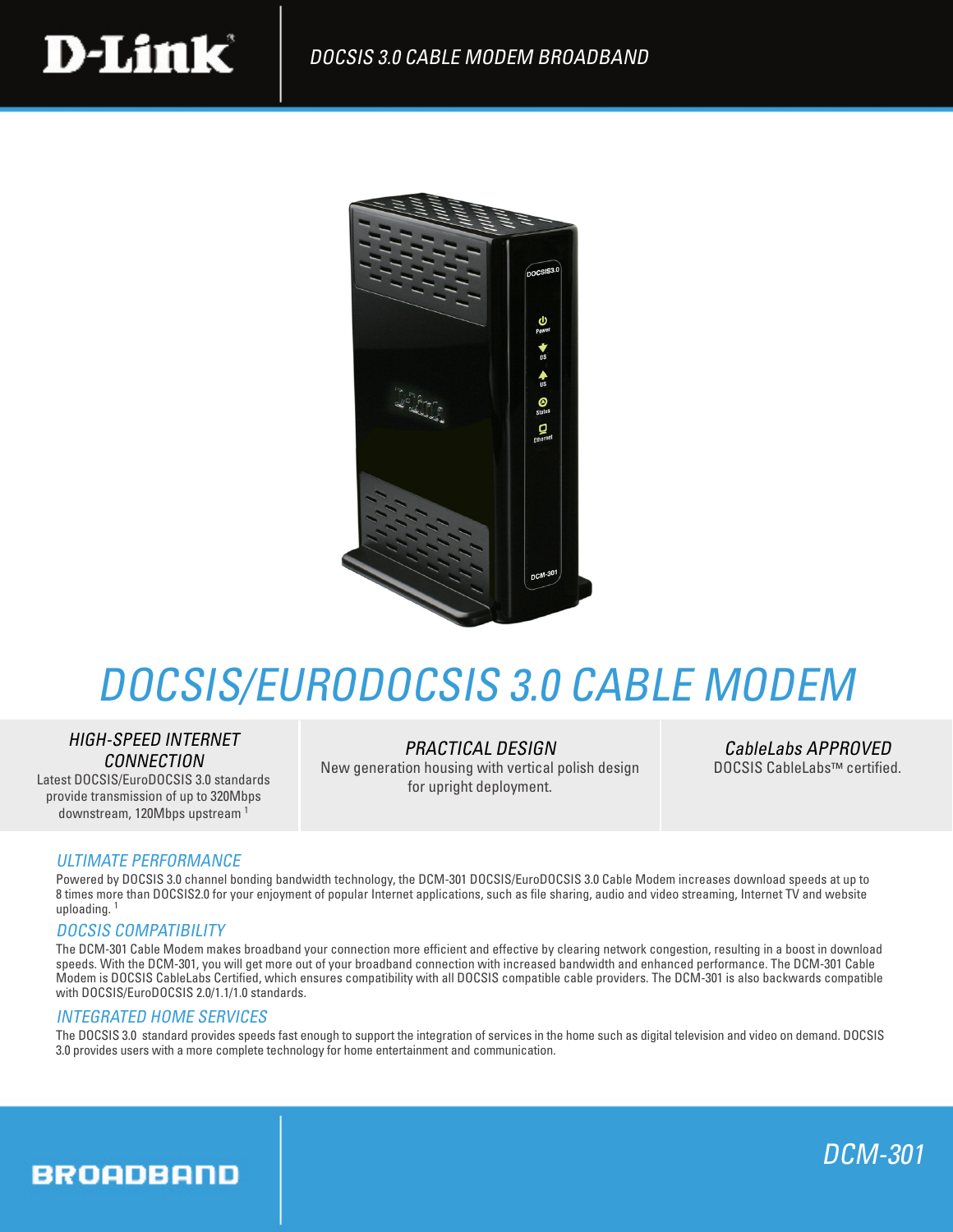D-Link

DOCSIS 3.0 CABLE MODEM BROADBAND

# DOCSIS/EURODOCSIS 3.0 CABLE MODEM

### HIGH-SPEED INTERNET CONNECTION

Latest DOCSIS/EuroDOCSIS 3.0 standards provide transmission of up to 320Mbps downstream, 120Mbps upstream [1]

### PRACTICAL DESIGN

New generation housing with vertical polish design for upright deployment.

### CableLabs APPROVED

DOCSIS CableLabs™ certified.

## ULTIMATE PERFORMANCE

Powered by DOCSIS 3.0 channel bonding bandwidth technology, the DCM-301 DOCSIS/EuroDOCSIS 3.0 Cable Modem increases download speeds at up to 8 times more than DOCSIS2.0 for your enjoyment of popular Internet applications, such as file sharing, audio and video streaming, Internet TV and website uploading. [1]

## DOCSIS COMPATIBILITY

The DCM-301 Cable Modem makes broadband your connection more efficient and effective by clearing network congestion, resulting in a boost in download speeds. With the DCM-301, you will get more out of your broadband connection with increased bandwidth and enhanced performance. The DCM-301 Cable Modem is DOCSIS CableLabs Certified, which ensures compatibility with all DOCSIS compatible cable providers. The DCM-301 is also backwards compatible with DOCSIS/EuroDOCSIS 2.0/1.1/1.0 standards.

## INTEGRATED HOME SERVICES

The DOCSIS 3.0 standard provides speeds fast enough to support the integration of services in the home such as digital television and video on demand. DOCSIS 3.0 provides users with a more complete technology for home entertainment and communication.

BROADBAND

DCM-301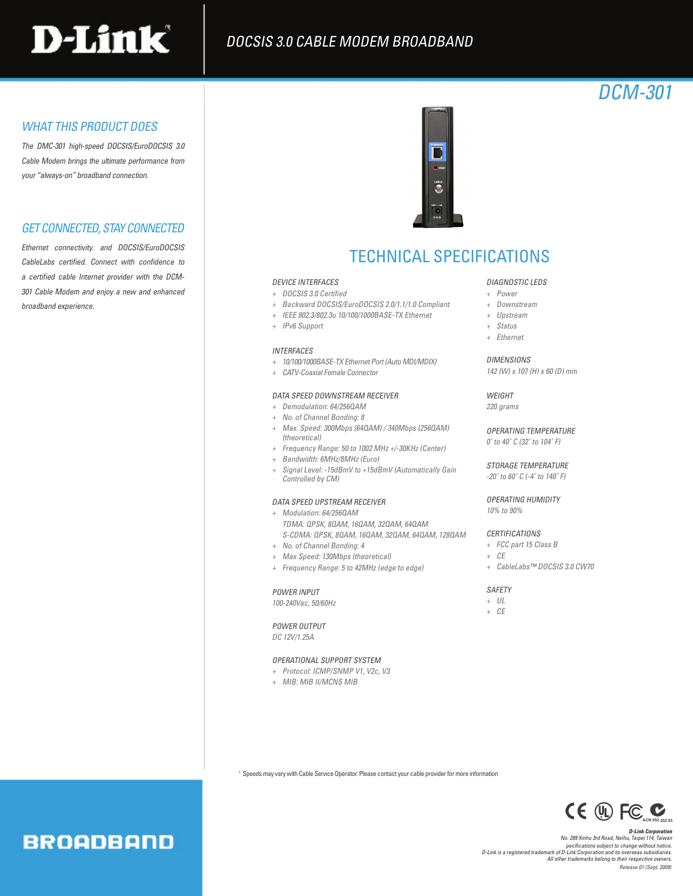# D-Link

## DOCSIS 3.0 CABLE MODEM BROADBAND

# DCM-301

## WHAT THIS PRODUCT DOES

The DMC-301 high-speed DOCSIS/EuroDOCSIS 3.0 Cable Modem brings the ultimate performance from your "always-on" broadband connection.

## GET CONNECTED, STAY CONNECTED

Ethernet connectivity and DOCSIS/EuroDOCSIS CableLabs certified. Connect with confidence to a certified cable Internet provider with the DCM-301 Cable Modem and enjoy a new and enhanced broadband experience.

## TECHNICAL SPECIFICATIONS

### DEVICE INTERFACES
+ DOCSIS 3.0 Certified
+ Backward DOCSIS/EuroDOCSIS 2.0/1.1/1.0 Compliant
+ IEEE 802.3/802.3u 10/100/1000BASE-TX Ethernet
+ IPv6 Support

### INTERFACES
+ 10/100/1000BASE-TX Ethernet Port (Auto MDI/MDIX)
+ CATV-Coaxial Female Connector

### DATA SPEED DOWNSTREAM RECEIVER
+ Demodulation: 64/256QAM
+ No. of Channel Bonding: 8
+ Max. Speed: 300Mbps (64QAM) / 340Mbps (256QAM) (theoretical)
+ Frequency Range: 50 to 1002 MHz +/-30KHz (Center)
+ Bandwidth: 6MHz/8MHz (Euro)
+ Signal Level: -15dBmV to +15dBmV (Automatically Gain Controlled by CM)

### DATA SPEED UPSTREAM RECEIVER
+ Modulation: 64/256QAM  
  TDMA: QPSK, 8QAM, 16QAM, 32QAM, 64QAM  
  S-CDMA: QPSK, 8QAM, 16QAM, 32QAM, 64QAM, 128QAM
+ No. of Channel Bonding: 4
+ Max Speed: 130Mbps (theoretical)
+ Frequency Range: 5 to 42MHz (edge to edge)

### POWER INPUT
100-240Vac, 50/60Hz

### POWER OUTPUT
DC 12V/1.25A

### OPERATIONAL SUPPORT SYSTEM
+ Protocol: ICMP/SNMP V1, V2c, V3
+ MIB: MIB II/MCNS MIB

### DIAGNOSTIC LEDS
+ Power
+ Downstream
+ Upstream
+ Status
+ Ethernet

### DIMENSIONS
142 (W) x 107 (H) x 60 (D) mm

### WEIGHT
220 grams

### OPERATING TEMPERATURE
0˚ to 40˚ C (32˚ to 104˚ F)

### STORAGE TEMPERATURE
-20˚ to 60˚ C (-4˚ to 140˚ F)

### OPERATING HUMIDITY
10% to 90%

### CERTIFICATIONS
+ FCC part 15 Class B
+ CE
+ CableLabs™ DOCSIS 3.0 CW70

### SAFETY
+ UL
+ CE

[1] Speeds may vary with Cable Service Operator. Please contact your cable provider for more information

BROADBAND

ACN 052 202 83

**D-Link Corporation**  
No. 289 Xinhu 3rd Road, Neihu, Taipei 114, Taiwan  
pecifications subject to change without notice.  
D-Link is a registered trademark of D-Link Corporation and its overseas subsidiaries.  
All other trademarks belong to their respective owners.  
Release 01 (Sept. 2009)